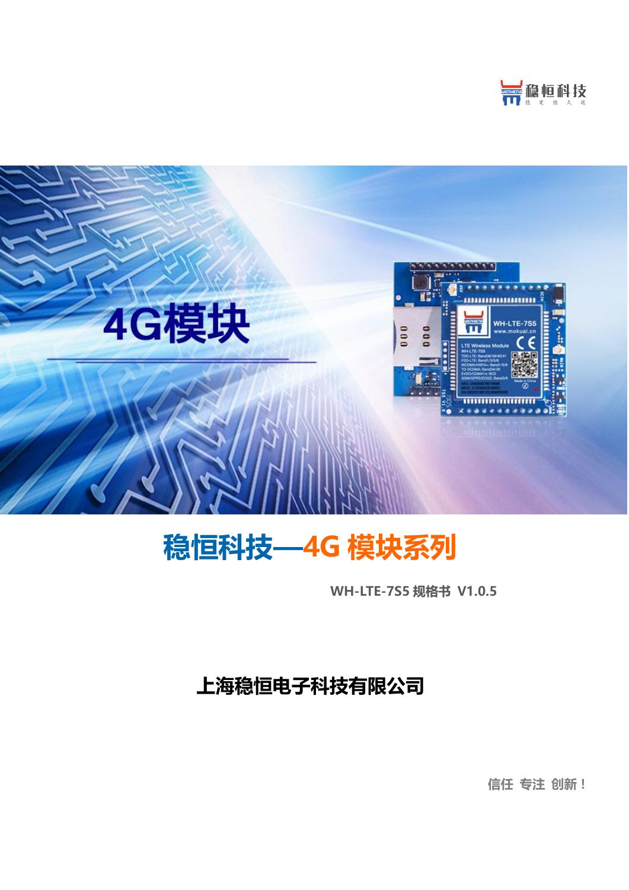稳恒科技

4G模块

# 稳恒科技—4G 模块系列

**WH-LTE-7S5 规格书 V1.0.5**

## 上海稳恒电子科技有限公司

信任 专注 创新！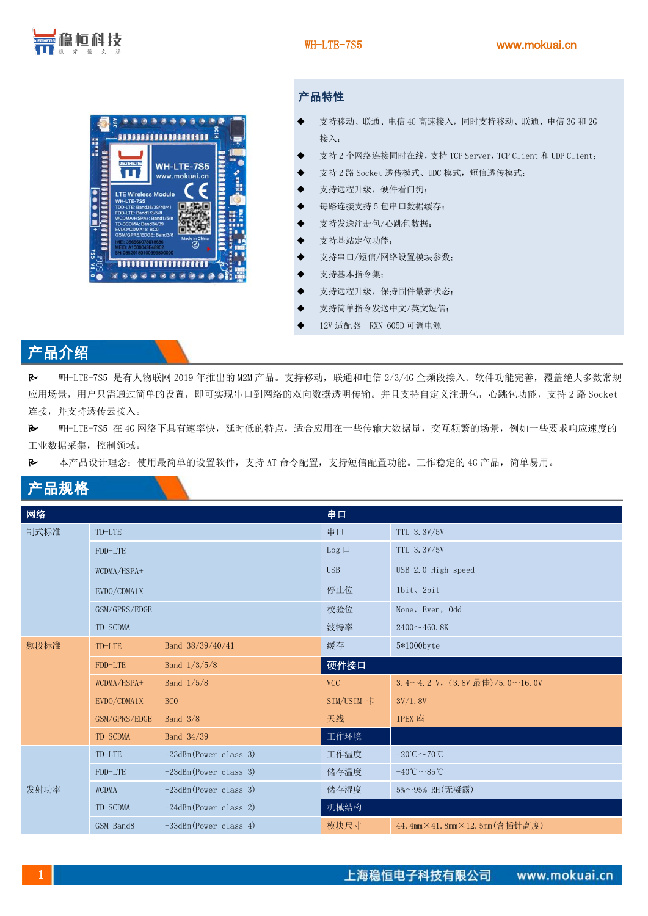## 产品特性

- ◆ 支持移动、联通、电信 4G 高速接入，同时支持移动、联通、电信 3G 和 2G 接入；
- ◆ 支持 2 个网络连接同时在线，支持 TCP Server，TCP Client 和 UDP Client；
- ◆ 支持 2 路 Socket 透传模式、UDC 模式，短信透传模式；
- ◆ 支持远程升级，硬件看门狗；
- ◆ 每路连接支持 5 包串口数据缓存；
- ◆ 支持发送注册包/心跳包数据；
- ◆ 支持基站定位功能；
- ◆ 支持串口/短信/网络设置模块参数；
- ◆ 支持基本指令集；
- ◆ 支持远程升级，保持固件最新状态；
- ◆ 支持简单指令发送中文/英文短信；
- ◆ 12V 适配器 RXN-605D 可调电源

## 产品介绍

WH-LTE-7S5 是有人物联网 2019 年推出的 M2M 产品。支持移动，联通和电信 2/3/4G 全频段接入。软件功能完善，覆盖绝大多数常规应用场景，用户只需通过简单的设置，即可实现串口到网络的双向数据透明传输。并且支持自定义注册包，心跳包功能，支持 2 路 Socket 连接，并支持透传云接入。

WH-LTE-7S5 在 4G 网络下具有速率快，延时低的特点，适合应用在一些传输大数据量，交互频繁的场景，例如一些要求响应速度的工业数据采集，控制领域。

本产品设计理念：使用最简单的设置软件，支持 AT 命令配置，支持短信配置功能。工作稳定的 4G 产品，简单易用。

## 产品规格

| 网络 | | | 串口 | |
|---|---|---|---|---|
| 制式标准 | TD-LTE | | 串口 | TTL 3.3V/5V |
| | FDD-LTE | | Log 口 | TTL 3.3V/5V |
| | WCDMA/HSPA+ | | USB | USB 2.0 High speed |
| | EVDO/CDMA1X | | 停止位 | 1bit、2bit |
| | GSM/GPRS/EDGE | | 校验位 | None，Even，Odd |
| | TD-SCDMA | | 波特率 | 2400～460.8K |
| 频段标准 | TD-LTE | Band 38/39/40/41 | 缓存 | 5*1000byte |
| | FDD-LTE | Band 1/3/5/8 | **硬件接口** | |
| | WCDMA/HSPA+ | Band 1/5/8 | VCC | 3.4～4.2 V，（3.8V 最佳）/5.0～16.0V |
| | EVDO/CDMA1X | BC0 | SIM/USIM 卡 | 3V/1.8V |
| | GSM/GPRS/EDGE | Band 3/8 | 天线 | IPEX 座 |
| | TD-SCDMA | Band 34/39 | **工作环境** | |
| 发射功率 | TD-LTE | +23dBm(Power class 3) | 工作温度 | -20℃～70℃ |
| | FDD-LTE | +23dBm(Power class 3) | 储存温度 | -40℃～85℃ |
| | WCDMA | +23dBm(Power class 3) | 储存湿度 | 5%～95% RH(无凝露) |
| | TD-SCDMA | +24dBm(Power class 2) | **机械结构** | |
| | GSM Band8 | +33dBm(Power class 4) | 模块尺寸 | 44.4mm×41.8mm×12.5mm(含插针高度) |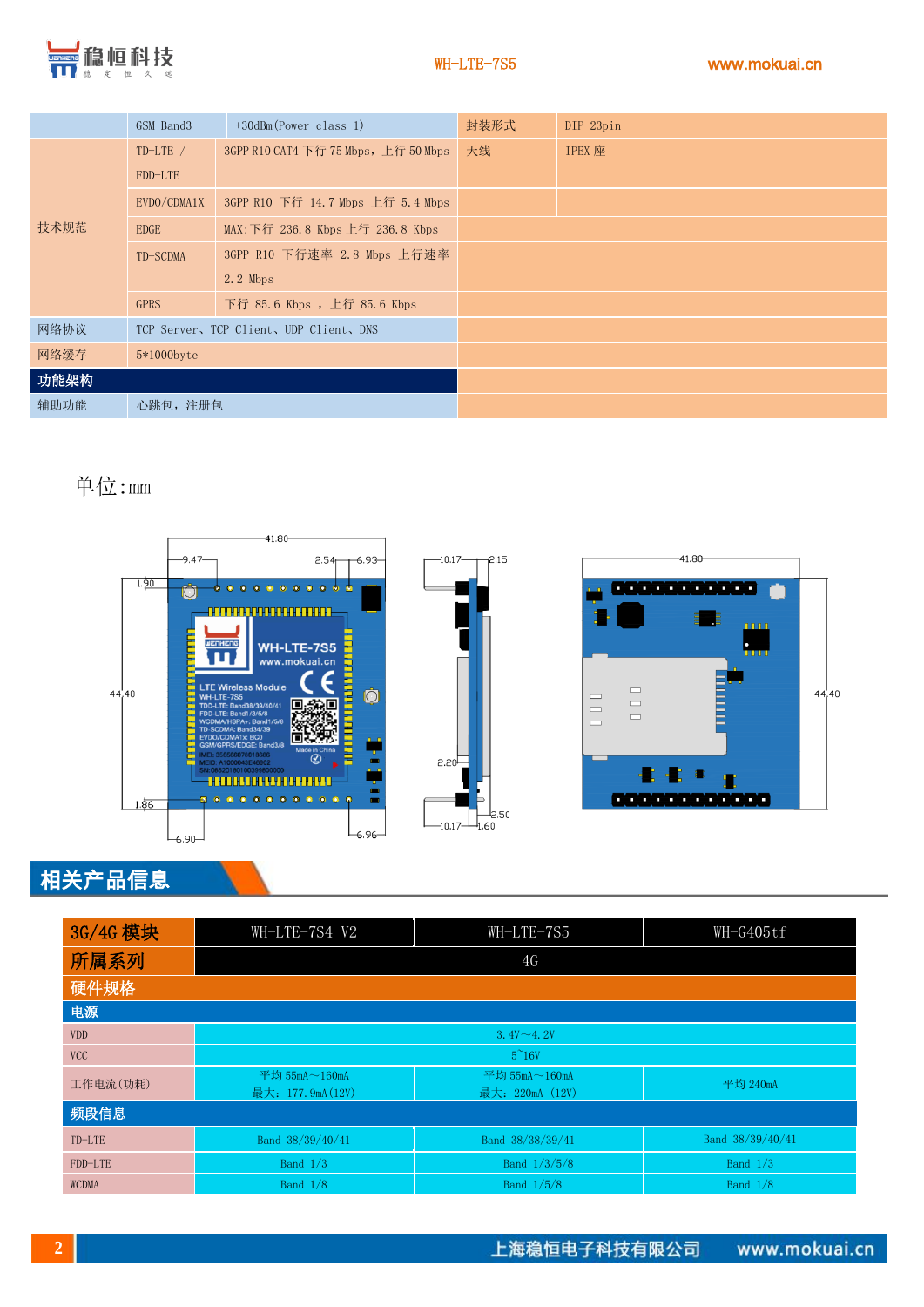|  |  |  | 封装形式 | DIP 23pin |
|---|---|---|---|---|
|  | GSM Band3 | +30dBm(Power class 1) | 封装形式 | DIP 23pin |
| 技术规范 | TD-LTE / FDD-LTE | 3GPP R10 CAT4 下行 75 Mbps，上行 50 Mbps | 天线 | IPEX 座 |
|  | EVDO/CDMA1X | 3GPP R10 下行 14.7 Mbps 上行 5.4 Mbps |  |  |
|  | EDGE | MAX:下行 236.8 Kbps 上行 236.8 Kbps |  |  |
|  | TD-SCDMA | 3GPP R10 下行速率 2.8 Mbps 上行速率 2.2 Mbps |  |  |
|  | GPRS | 下行 85.6 Kbps ，上行 85.6 Kbps |  |  |
| 网络协议 | TCP Server、TCP Client、UDP Client、DNS |  |  |  |
| 网络缓存 | 5*1000byte |  |  |  |
| **功能架构** |  |  |  |  |
| 辅助功能 | 心跳包，注册包 |  |  |  |

单位:mm

## 相关产品信息

| 3G/4G 模块 | WH-LTE-7S4 V2 | WH-LTE-7S5 | WH-G405tf |
|---|---|---|---|
| 所属系列 | 4G | | |
| **硬件规格** | | | |
| **电源** | | | |
| VDD | 3.4V～4.2V | | |
| VCC | 5~16V | | |
| 工作电流(功耗) | 平均 55mA～160mA<br>最大：177.9mA(12V) | 平均 55mA～160mA<br>最大：220mA (12V) | 平均 240mA |
| **频段信息** | | | |
| TD-LTE | Band 38/39/40/41 | Band 38/38/39/41 | Band 38/39/40/41 |
| FDD-LTE | Band 1/3 | Band 1/3/5/8 | Band 1/3 |
| WCDMA | Band 1/8 | Band 1/5/8 | Band 1/8 |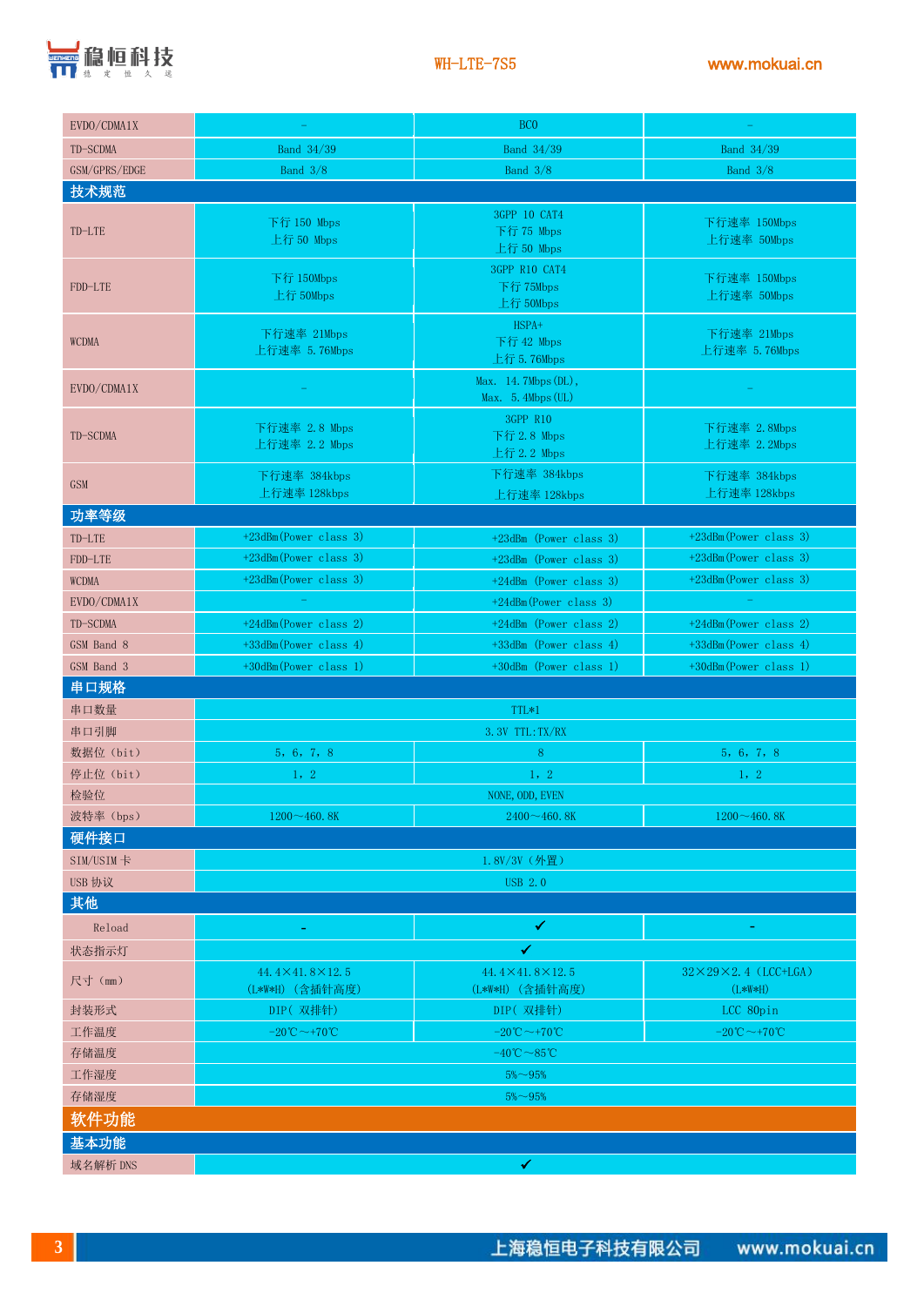| EVDO/CDMA1X | - | BC0 | - |
|---|---|---|---|
| TD-SCDMA | Band 34/39 | Band 34/39 | Band 34/39 |
| GSM/GPRS/EDGE | Band 3/8 | Band 3/8 | Band 3/8 |
| **技术规范** | | | |
| TD-LTE | 下行 150 Mbps<br>上行 50 Mbps | 3GPP 10 CAT4<br>下行 75 Mbps<br>上行 50 Mbps | 下行速率 150Mbps<br>上行速率 50Mbps |
| FDD-LTE | 下行 150Mbps<br>上行 50Mbps | 3GPP R10 CAT4<br>下行 75Mbps<br>上行 50Mbps | 下行速率 150Mbps<br>上行速率 50Mbps |
| WCDMA | 下行速率 21Mbps<br>上行速率 5.76Mbps | HSPA+<br>下行 42 Mbps<br>上行 5.76Mbps | 下行速率 21Mbps<br>上行速率 5.76Mbps |
| EVDO/CDMA1X | - | Max. 14.7Mbps(DL),<br>Max. 5.4Mbps(UL) | - |
| TD-SCDMA | 下行速率 2.8 Mbps<br>上行速率 2.2 Mbps | 3GPP R10<br>下行 2.8 Mbps<br>上行 2.2 Mbps | 下行速率 2.8Mbps<br>上行速率 2.2Mbps |
| GSM | 下行速率 384kbps<br>上行速率 128kbps | 下行速率 384kbps<br>上行速率 128kbps | 下行速率 384kbps<br>上行速率 128kbps |
| **功率等级** | | | |
| TD-LTE | +23dBm(Power class 3) | +23dBm (Power class 3) | +23dBm(Power class 3) |
| FDD-LTE | +23dBm(Power class 3) | +23dBm (Power class 3) | +23dBm(Power class 3) |
| WCDMA | +23dBm(Power class 3) | +24dBm (Power class 3) | +23dBm(Power class 3) |
| EVDO/CDMA1X | - | +24dBm(Power class 3) | - |
| TD-SCDMA | +24dBm(Power class 2) | +24dBm (Power class 2) | +24dBm(Power class 2) |
| GSM Band 8 | +33dBm(Power class 4) | +33dBm (Power class 4) | +33dBm(Power class 4) |
| GSM Band 3 | +30dBm(Power class 1) | +30dBm (Power class 1) | +30dBm(Power class 1) |
| **串口规格** | | | |
| 串口数量 | TTL*1 | | |
| 串口引脚 | 3.3V TTL:TX/RX | | |
| 数据位（bit） | 5，6，7，8 | 8 | 5，6，7，8 |
| 停止位（bit） | 1，2 | 1，2 | 1，2 |
| 检验位 | NONE,ODD,EVEN | | |
| 波特率（bps） | 1200～460.8K | 2400～460.8K | 1200～460.8K |
| **硬件接口** | | | |
| SIM/USIM 卡 | 1.8V/3V（外置） | | |
| USB 协议 | USB 2.0 | | |
| **其他** | | | |
| Reload | - | ✔ | - |
| 状态指示灯 | ✔ | | |
| 尺寸（mm） | 44.4×41.8×12.5<br>(L*W*H)（含插针高度） | 44.4×41.8×12.5<br>(L*W*H)（含插针高度） | 32×29×2.4（LCC+LGA）<br>(L*W*H) |
| 封装形式 | DIP（ 双排针） | DIP（ 双排针） | LCC 80pin |
| 工作温度 | -20℃～+70℃ | -20℃～+70℃ | -20℃～+70℃ |
| 存储温度 | -40℃～85℃ | | |
| 工作湿度 | 5%～95% | | |
| 存储湿度 | 5%～95% | | |

## 软件功能

### 基本功能

| 域名解析 DNS | ✔ | | |
|---|---|---|---|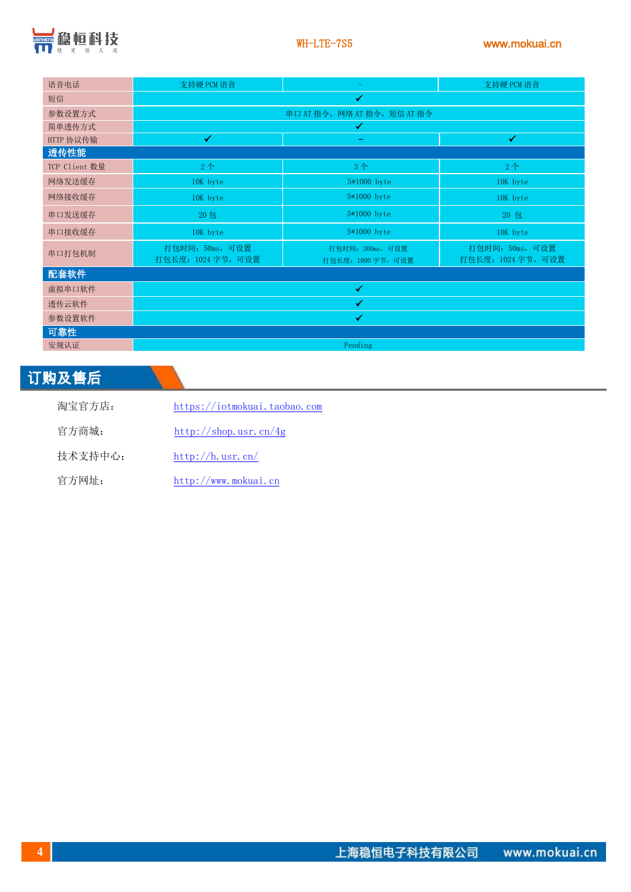| | | | |
|---|---|---|---|
| 语音电话 | 支持硬 PCM 语音 | - | 支持硬 PCM 语音 |
| 短信 | ✔ | | |
| 参数设置方式 | 串口 AT 指令，网络 AT 指令，短信 AT 指令 | | |
| 简单透传方式 | ✔ | | |
| HTTP 协议传输 | ✔ | - | ✔ |
| **透传性能** | | | |
| TCP Client 数量 | 2 个 | 3 个 | 2 个 |
| 网络发送缓存 | 10K byte | 5*1000 byte | 10K byte |
| 网络接收缓存 | 10K byte | 5*1000 byte | 10K byte |
| 串口发送缓存 | 20 包 | 5*1000 byte | 20 包 |
| 串口接收缓存 | 10K byte | 5*1000 byte | 10K byte |
| 串口打包机制 | 打包时间：50ms，可设置<br>打包长度：1024 字节，可设置 | 打包时间：300ms，可设置<br>打包长度：1000 字节，可设置 | 打包时间：50ms，可设置<br>打包长度：1024 字节，可设置 |
| **配套软件** | | | |
| 虚拟串口软件 | ✔ | | |
| 透传云软件 | ✔ | | |
| 参数设置软件 | ✔ | | |
| **可靠性** | | | |
| 安规认证 | Pending | | |

## 订购及售后

淘宝官方店： https://iotmokuai.taobao.com

官方商城： http://shop.usr.cn/4g

技术支持中心： http://h.usr.cn/

官方网址： http://www.mokuai.cn